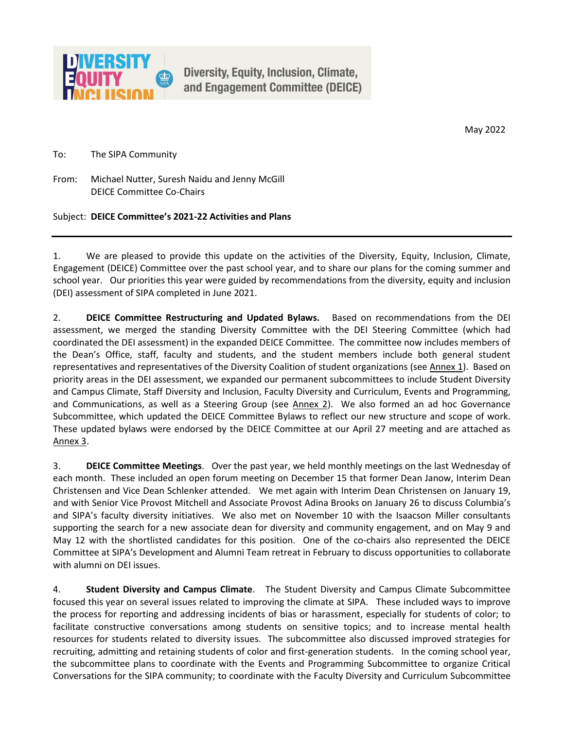Diversity, Equity, Inclusion, Climate, and Engagement Committee (DEICE)

May 2022

To: The SIPA Community

From: Michael Nutter, Suresh Naidu and Jenny McGill
DEICE Committee Co-Chairs

Subject: **DEICE Committee's 2021-22 Activities and Plans**

---

1. We are pleased to provide this update on the activities of the Diversity, Equity, Inclusion, Climate, Engagement (DEICE) Committee over the past school year, and to share our plans for the coming summer and school year. Our priorities this year were guided by recommendations from the diversity, equity and inclusion (DEI) assessment of SIPA completed in June 2021.

2. **DEICE Committee Restructuring and Updated Bylaws.** Based on recommendations from the DEI assessment, we merged the standing Diversity Committee with the DEI Steering Committee (which had coordinated the DEI assessment) in the expanded DEICE Committee. The committee now includes members of the Dean's Office, staff, faculty and students, and the student members include both general student representatives and representatives of the Diversity Coalition of student organizations (see Annex 1). Based on priority areas in the DEI assessment, we expanded our permanent subcommittees to include Student Diversity and Campus Climate, Staff Diversity and Inclusion, Faculty Diversity and Curriculum, Events and Programming, and Communications, as well as a Steering Group (see Annex 2). We also formed an ad hoc Governance Subcommittee, which updated the DEICE Committee Bylaws to reflect our new structure and scope of work. These updated bylaws were endorsed by the DEICE Committee at our April 27 meeting and are attached as Annex 3.

3. **DEICE Committee Meetings**. Over the past year, we held monthly meetings on the last Wednesday of each month. These included an open forum meeting on December 15 that former Dean Janow, Interim Dean Christensen and Vice Dean Schlenker attended. We met again with Interim Dean Christensen on January 19, and with Senior Vice Provost Mitchell and Associate Provost Adina Brooks on January 26 to discuss Columbia's and SIPA's faculty diversity initiatives. We also met on November 10 with the Isaacson Miller consultants supporting the search for a new associate dean for diversity and community engagement, and on May 9 and May 12 with the shortlisted candidates for this position. One of the co-chairs also represented the DEICE Committee at SIPA's Development and Alumni Team retreat in February to discuss opportunities to collaborate with alumni on DEI issues.

4. **Student Diversity and Campus Climate**. The Student Diversity and Campus Climate Subcommittee focused this year on several issues related to improving the climate at SIPA. These included ways to improve the process for reporting and addressing incidents of bias or harassment, especially for students of color; to facilitate constructive conversations among students on sensitive topics; and to increase mental health resources for students related to diversity issues. The subcommittee also discussed improved strategies for recruiting, admitting and retaining students of color and first-generation students. In the coming school year, the subcommittee plans to coordinate with the Events and Programming Subcommittee to organize Critical Conversations for the SIPA community; to coordinate with the Faculty Diversity and Curriculum Subcommittee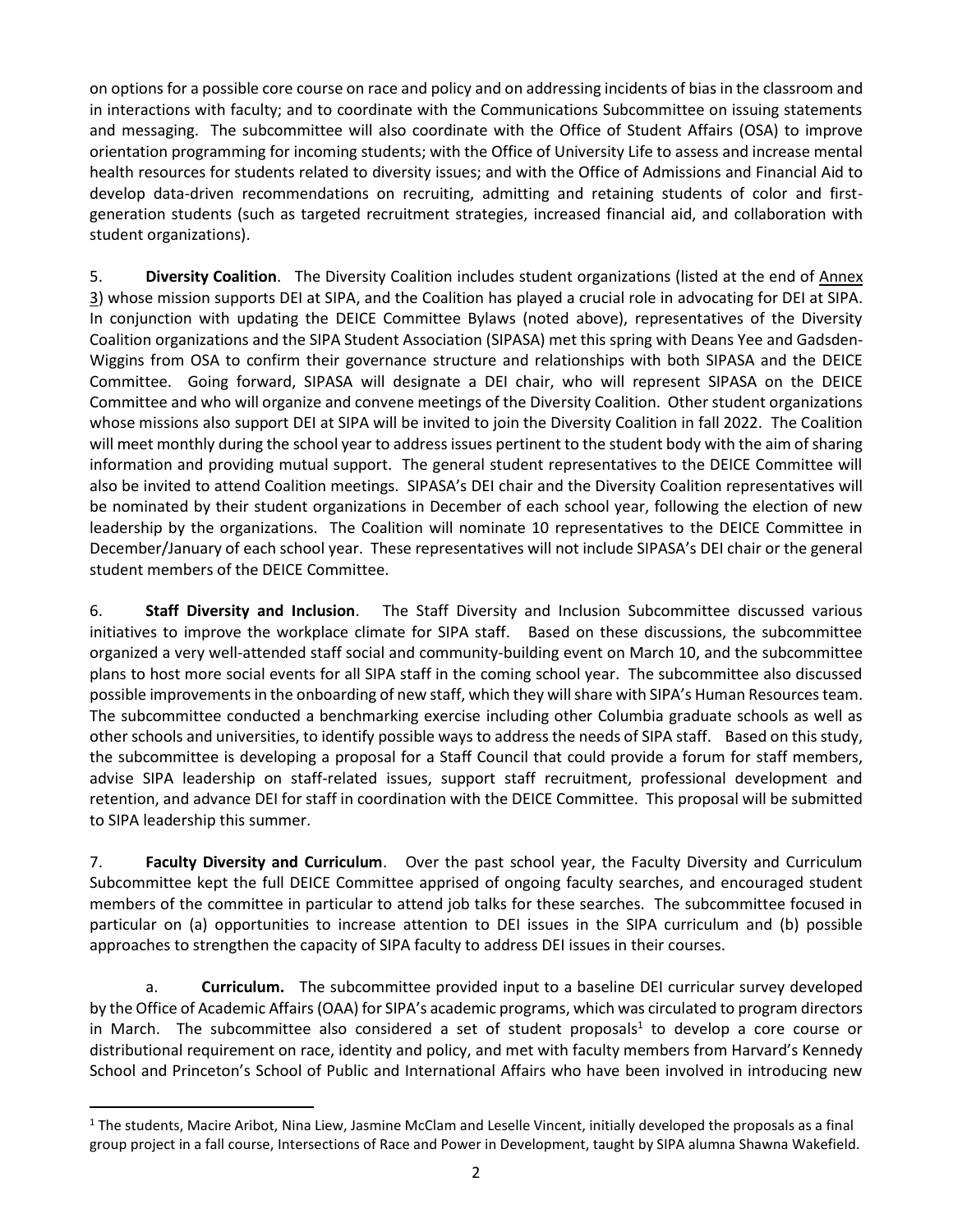on options for a possible core course on race and policy and on addressing incidents of bias in the classroom and in interactions with faculty; and to coordinate with the Communications Subcommittee on issuing statements and messaging. The subcommittee will also coordinate with the Office of Student Affairs (OSA) to improve orientation programming for incoming students; with the Office of University Life to assess and increase mental health resources for students related to diversity issues; and with the Office of Admissions and Financial Aid to develop data-driven recommendations on recruiting, admitting and retaining students of color and first-generation students (such as targeted recruitment strategies, increased financial aid, and collaboration with student organizations).

5. **Diversity Coalition**. The Diversity Coalition includes student organizations (listed at the end of Annex 3) whose mission supports DEI at SIPA, and the Coalition has played a crucial role in advocating for DEI at SIPA. In conjunction with updating the DEICE Committee Bylaws (noted above), representatives of the Diversity Coalition organizations and the SIPA Student Association (SIPASA) met this spring with Deans Yee and Gadsden-Wiggins from OSA to confirm their governance structure and relationships with both SIPASA and the DEICE Committee. Going forward, SIPASA will designate a DEI chair, who will represent SIPASA on the DEICE Committee and who will organize and convene meetings of the Diversity Coalition. Other student organizations whose missions also support DEI at SIPA will be invited to join the Diversity Coalition in fall 2022. The Coalition will meet monthly during the school year to address issues pertinent to the student body with the aim of sharing information and providing mutual support. The general student representatives to the DEICE Committee will also be invited to attend Coalition meetings. SIPASA's DEI chair and the Diversity Coalition representatives will be nominated by their student organizations in December of each school year, following the election of new leadership by the organizations. The Coalition will nominate 10 representatives to the DEICE Committee in December/January of each school year. These representatives will not include SIPASA's DEI chair or the general student members of the DEICE Committee.

6. **Staff Diversity and Inclusion**. The Staff Diversity and Inclusion Subcommittee discussed various initiatives to improve the workplace climate for SIPA staff. Based on these discussions, the subcommittee organized a very well-attended staff social and community-building event on March 10, and the subcommittee plans to host more social events for all SIPA staff in the coming school year. The subcommittee also discussed possible improvements in the onboarding of new staff, which they will share with SIPA's Human Resources team. The subcommittee conducted a benchmarking exercise including other Columbia graduate schools as well as other schools and universities, to identify possible ways to address the needs of SIPA staff. Based on this study, the subcommittee is developing a proposal for a Staff Council that could provide a forum for staff members, advise SIPA leadership on staff-related issues, support staff recruitment, professional development and retention, and advance DEI for staff in coordination with the DEICE Committee. This proposal will be submitted to SIPA leadership this summer.

7. **Faculty Diversity and Curriculum**. Over the past school year, the Faculty Diversity and Curriculum Subcommittee kept the full DEICE Committee apprised of ongoing faculty searches, and encouraged student members of the committee in particular to attend job talks for these searches. The subcommittee focused in particular on (a) opportunities to increase attention to DEI issues in the SIPA curriculum and (b) possible approaches to strengthen the capacity of SIPA faculty to address DEI issues in their courses.

a. **Curriculum.** The subcommittee provided input to a baseline DEI curricular survey developed by the Office of Academic Affairs (OAA) for SIPA's academic programs, which was circulated to program directors in March. The subcommittee also considered a set of student proposals[1] to develop a core course or distributional requirement on race, identity and policy, and met with faculty members from Harvard's Kennedy School and Princeton's School of Public and International Affairs who have been involved in introducing new

[1] The students, Macire Aribot, Nina Liew, Jasmine McClam and Leselle Vincent, initially developed the proposals as a final group project in a fall course, Intersections of Race and Power in Development, taught by SIPA alumna Shawna Wakefield.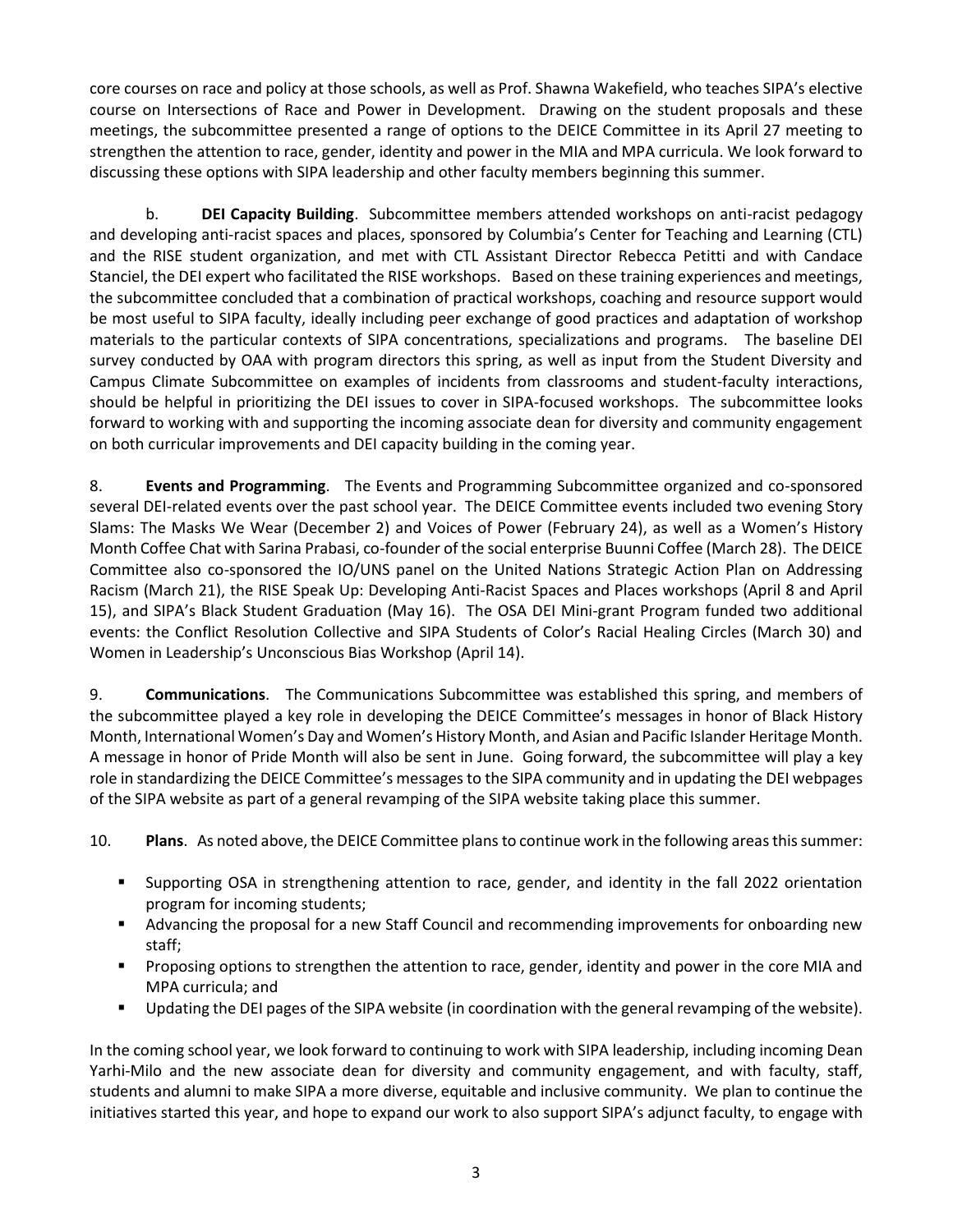core courses on race and policy at those schools, as well as Prof. Shawna Wakefield, who teaches SIPA's elective course on Intersections of Race and Power in Development. Drawing on the student proposals and these meetings, the subcommittee presented a range of options to the DEICE Committee in its April 27 meeting to strengthen the attention to race, gender, identity and power in the MIA and MPA curricula. We look forward to discussing these options with SIPA leadership and other faculty members beginning this summer.

b. **DEI Capacity Building**. Subcommittee members attended workshops on anti-racist pedagogy and developing anti-racist spaces and places, sponsored by Columbia's Center for Teaching and Learning (CTL) and the RISE student organization, and met with CTL Assistant Director Rebecca Petitti and with Candace Stanciel, the DEI expert who facilitated the RISE workshops. Based on these training experiences and meetings, the subcommittee concluded that a combination of practical workshops, coaching and resource support would be most useful to SIPA faculty, ideally including peer exchange of good practices and adaptation of workshop materials to the particular contexts of SIPA concentrations, specializations and programs. The baseline DEI survey conducted by OAA with program directors this spring, as well as input from the Student Diversity and Campus Climate Subcommittee on examples of incidents from classrooms and student-faculty interactions, should be helpful in prioritizing the DEI issues to cover in SIPA-focused workshops. The subcommittee looks forward to working with and supporting the incoming associate dean for diversity and community engagement on both curricular improvements and DEI capacity building in the coming year.

8. **Events and Programming**. The Events and Programming Subcommittee organized and co-sponsored several DEI-related events over the past school year. The DEICE Committee events included two evening Story Slams: The Masks We Wear (December 2) and Voices of Power (February 24), as well as a Women's History Month Coffee Chat with Sarina Prabasi, co-founder of the social enterprise Buunni Coffee (March 28). The DEICE Committee also co-sponsored the IO/UNS panel on the United Nations Strategic Action Plan on Addressing Racism (March 21), the RISE Speak Up: Developing Anti-Racist Spaces and Places workshops (April 8 and April 15), and SIPA's Black Student Graduation (May 16). The OSA DEI Mini-grant Program funded two additional events: the Conflict Resolution Collective and SIPA Students of Color's Racial Healing Circles (March 30) and Women in Leadership's Unconscious Bias Workshop (April 14).

9. **Communications**. The Communications Subcommittee was established this spring, and members of the subcommittee played a key role in developing the DEICE Committee's messages in honor of Black History Month, International Women's Day and Women's History Month, and Asian and Pacific Islander Heritage Month. A message in honor of Pride Month will also be sent in June. Going forward, the subcommittee will play a key role in standardizing the DEICE Committee's messages to the SIPA community and in updating the DEI webpages of the SIPA website as part of a general revamping of the SIPA website taking place this summer.

10. **Plans**. As noted above, the DEICE Committee plans to continue work in the following areas this summer:

- Supporting OSA in strengthening attention to race, gender, and identity in the fall 2022 orientation program for incoming students;
- Advancing the proposal for a new Staff Council and recommending improvements for onboarding new staff;
- Proposing options to strengthen the attention to race, gender, identity and power in the core MIA and MPA curricula; and
- Updating the DEI pages of the SIPA website (in coordination with the general revamping of the website).

In the coming school year, we look forward to continuing to work with SIPA leadership, including incoming Dean Yarhi-Milo and the new associate dean for diversity and community engagement, and with faculty, staff, students and alumni to make SIPA a more diverse, equitable and inclusive community. We plan to continue the initiatives started this year, and hope to expand our work to also support SIPA's adjunct faculty, to engage with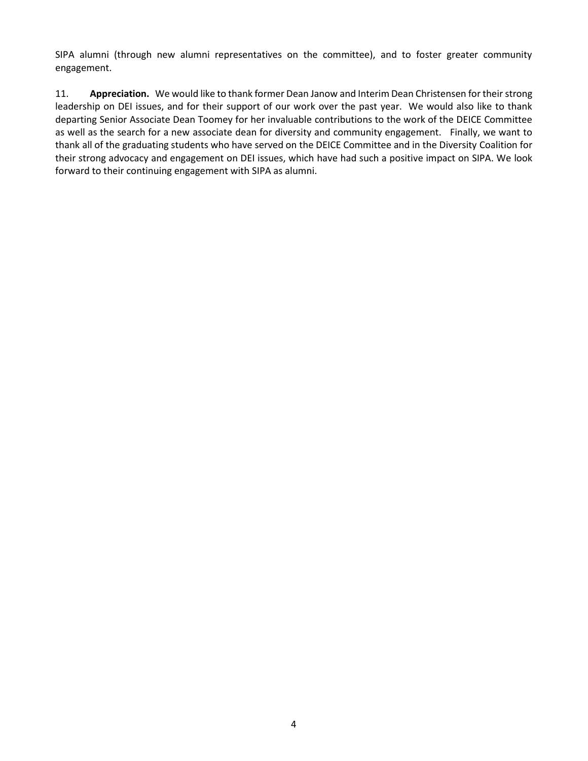SIPA alumni (through new alumni representatives on the committee), and to foster greater community engagement.

11. **Appreciation.** We would like to thank former Dean Janow and Interim Dean Christensen for their strong leadership on DEI issues, and for their support of our work over the past year. We would also like to thank departing Senior Associate Dean Toomey for her invaluable contributions to the work of the DEICE Committee as well as the search for a new associate dean for diversity and community engagement. Finally, we want to thank all of the graduating students who have served on the DEICE Committee and in the Diversity Coalition for their strong advocacy and engagement on DEI issues, which have had such a positive impact on SIPA. We look forward to their continuing engagement with SIPA as alumni.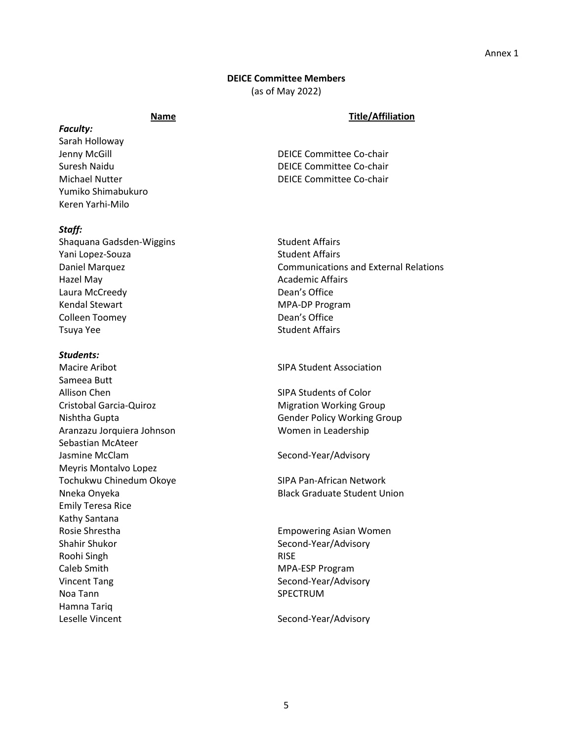Annex 1

**DEICE Committee Members**
(as of May 2022)

| Name | Title/Affiliation |
|---|---|
| ***Faculty:*** | |
| Sarah Holloway | |
| Jenny McGill | DEICE Committee Co-chair |
| Suresh Naidu | DEICE Committee Co-chair |
| Michael Nutter | DEICE Committee Co-chair |
| Yumiko Shimabukuro | |
| Keren Yarhi-Milo | |
| ***Staff:*** | |
| Shaquana Gadsden-Wiggins | Student Affairs |
| Yani Lopez-Souza | Student Affairs |
| Daniel Marquez | Communications and External Relations |
| Hazel May | Academic Affairs |
| Laura McCreedy | Dean's Office |
| Kendal Stewart | MPA-DP Program |
| Colleen Toomey | Dean's Office |
| Tsuya Yee | Student Affairs |
| ***Students:*** | |
| Macire Aribot | SIPA Student Association |
| Sameea Butt | |
| Allison Chen | SIPA Students of Color |
| Cristobal Garcia-Quiroz | Migration Working Group |
| Nishtha Gupta | Gender Policy Working Group |
| Aranzazu Jorquiera Johnson | Women in Leadership |
| Sebastian McAteer | |
| Jasmine McClam | Second-Year/Advisory |
| Meyris Montalvo Lopez | |
| Tochukwu Chinedum Okoye | SIPA Pan-African Network |
| Nneka Onyeka | Black Graduate Student Union |
| Emily Teresa Rice | |
| Kathy Santana | |
| Rosie Shrestha | Empowering Asian Women |
| Shahir Shukor | Second-Year/Advisory |
| Roohi Singh | RISE |
| Caleb Smith | MPA-ESP Program |
| Vincent Tang | Second-Year/Advisory |
| Noa Tann | SPECTRUM |
| Hamna Tariq | |
| Leselle Vincent | Second-Year/Advisory |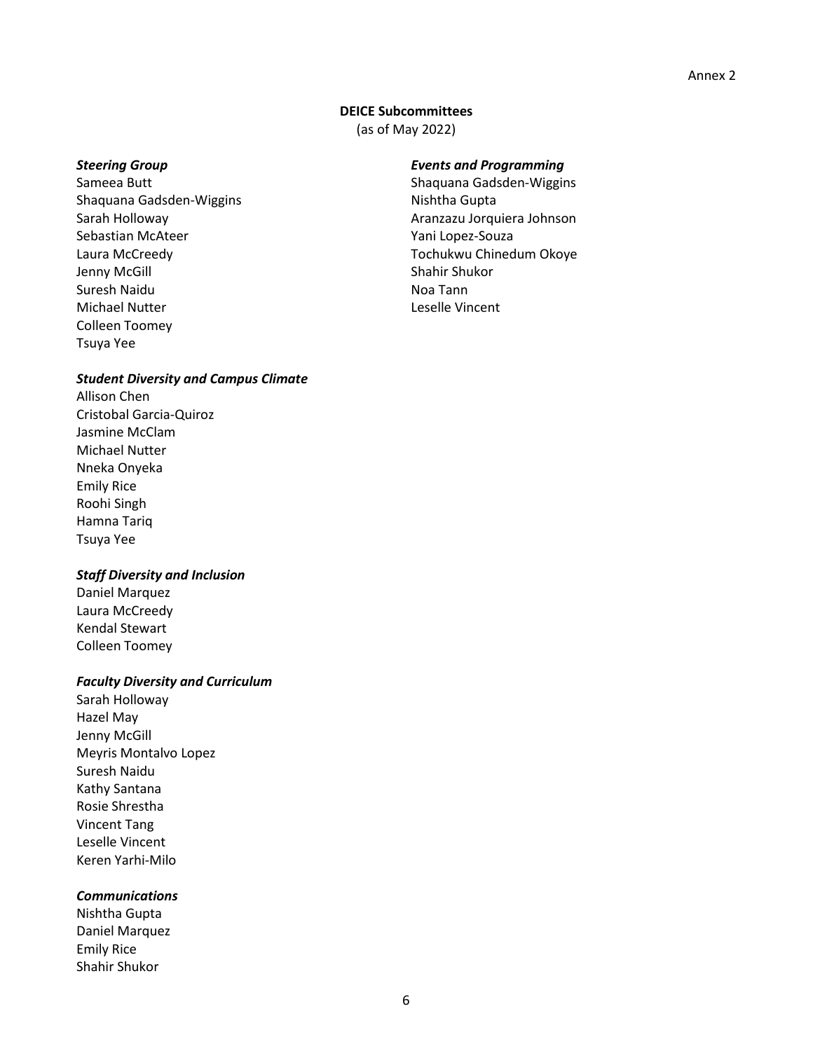Annex 2

**DEICE Subcommittees**
(as of May 2022)

***Steering Group***

Sameea Butt
Shaquana Gadsden-Wiggins
Sarah Holloway
Sebastian McAteer
Laura McCreedy
Jenny McGill
Suresh Naidu
Michael Nutter
Colleen Toomey
Tsuya Yee

***Student Diversity and Campus Climate***

Allison Chen
Cristobal Garcia-Quiroz
Jasmine McClam
Michael Nutter
Nneka Onyeka
Emily Rice
Roohi Singh
Hamna Tariq
Tsuya Yee

***Staff Diversity and Inclusion***

Daniel Marquez
Laura McCreedy
Kendal Stewart
Colleen Toomey

***Faculty Diversity and Curriculum***

Sarah Holloway
Hazel May
Jenny McGill
Meyris Montalvo Lopez
Suresh Naidu
Kathy Santana
Rosie Shrestha
Vincent Tang
Leselle Vincent
Keren Yarhi-Milo

***Communications***

Nishtha Gupta
Daniel Marquez
Emily Rice
Shahir Shukor

***Events and Programming***

Shaquana Gadsden-Wiggins
Nishtha Gupta
Aranzazu Jorquiera Johnson
Yani Lopez-Souza
Tochukwu Chinedum Okoye
Shahir Shukor
Noa Tann
Leselle Vincent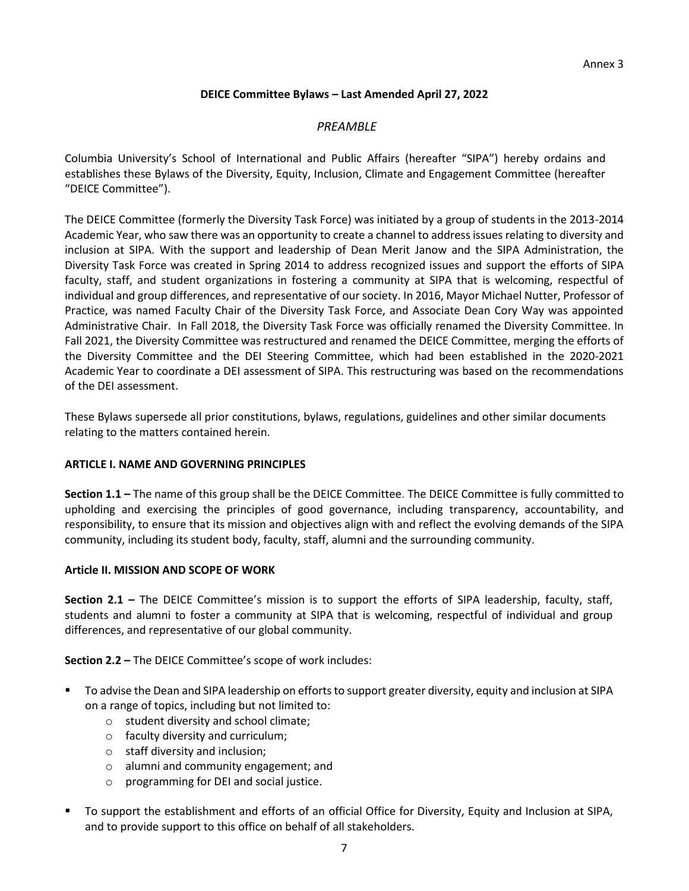Annex 3

**DEICE Committee Bylaws – Last Amended April 27, 2022**

*PREAMBLE*

Columbia University's School of International and Public Affairs (hereafter "SIPA") hereby ordains and establishes these Bylaws of the Diversity, Equity, Inclusion, Climate and Engagement Committee (hereafter "DEICE Committee").

The DEICE Committee (formerly the Diversity Task Force) was initiated by a group of students in the 2013-2014 Academic Year, who saw there was an opportunity to create a channel to address issues relating to diversity and inclusion at SIPA. With the support and leadership of Dean Merit Janow and the SIPA Administration, the Diversity Task Force was created in Spring 2014 to address recognized issues and support the efforts of SIPA faculty, staff, and student organizations in fostering a community at SIPA that is welcoming, respectful of individual and group differences, and representative of our society. In 2016, Mayor Michael Nutter, Professor of Practice, was named Faculty Chair of the Diversity Task Force, and Associate Dean Cory Way was appointed Administrative Chair. In Fall 2018, the Diversity Task Force was officially renamed the Diversity Committee. In Fall 2021, the Diversity Committee was restructured and renamed the DEICE Committee, merging the efforts of the Diversity Committee and the DEI Steering Committee, which had been established in the 2020-2021 Academic Year to coordinate a DEI assessment of SIPA. This restructuring was based on the recommendations of the DEI assessment.

These Bylaws supersede all prior constitutions, bylaws, regulations, guidelines and other similar documents relating to the matters contained herein.

**ARTICLE I. NAME AND GOVERNING PRINCIPLES**

**Section 1.1 –** The name of this group shall be the DEICE Committee. The DEICE Committee is fully committed to upholding and exercising the principles of good governance, including transparency, accountability, and responsibility, to ensure that its mission and objectives align with and reflect the evolving demands of the SIPA community, including its student body, faculty, staff, alumni and the surrounding community.

**Article II. MISSION AND SCOPE OF WORK**

**Section 2.1 –** The DEICE Committee's mission is to support the efforts of SIPA leadership, faculty, staff, students and alumni to foster a community at SIPA that is welcoming, respectful of individual and group differences, and representative of our global community.

**Section 2.2 –** The DEICE Committee's scope of work includes:

- To advise the Dean and SIPA leadership on efforts to support greater diversity, equity and inclusion at SIPA on a range of topics, including but not limited to:
  - student diversity and school climate;
  - faculty diversity and curriculum;
  - staff diversity and inclusion;
  - alumni and community engagement; and
  - programming for DEI and social justice.
- To support the establishment and efforts of an official Office for Diversity, Equity and Inclusion at SIPA, and to provide support to this office on behalf of all stakeholders.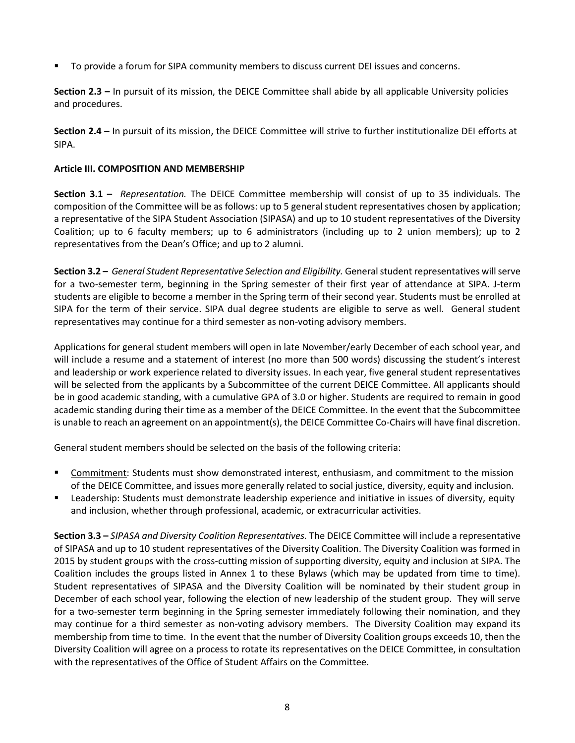- To provide a forum for SIPA community members to discuss current DEI issues and concerns.

**Section 2.3 –** In pursuit of its mission, the DEICE Committee shall abide by all applicable University policies and procedures.

**Section 2.4 –** In pursuit of its mission, the DEICE Committee will strive to further institutionalize DEI efforts at SIPA.

**Article III. COMPOSITION AND MEMBERSHIP**

**Section 3.1 –** *Representation.* The DEICE Committee membership will consist of up to 35 individuals. The composition of the Committee will be as follows: up to 5 general student representatives chosen by application; a representative of the SIPA Student Association (SIPASA) and up to 10 student representatives of the Diversity Coalition; up to 6 faculty members; up to 6 administrators (including up to 2 union members); up to 2 representatives from the Dean's Office; and up to 2 alumni.

**Section 3.2 –** *General Student Representative Selection and Eligibility.* General student representatives will serve for a two-semester term, beginning in the Spring semester of their first year of attendance at SIPA. J-term students are eligible to become a member in the Spring term of their second year. Students must be enrolled at SIPA for the term of their service. SIPA dual degree students are eligible to serve as well. General student representatives may continue for a third semester as non-voting advisory members.

Applications for general student members will open in late November/early December of each school year, and will include a resume and a statement of interest (no more than 500 words) discussing the student's interest and leadership or work experience related to diversity issues. In each year, five general student representatives will be selected from the applicants by a Subcommittee of the current DEICE Committee. All applicants should be in good academic standing, with a cumulative GPA of 3.0 or higher. Students are required to remain in good academic standing during their time as a member of the DEICE Committee. In the event that the Subcommittee is unable to reach an agreement on an appointment(s), the DEICE Committee Co-Chairs will have final discretion.

General student members should be selected on the basis of the following criteria:

- Commitment: Students must show demonstrated interest, enthusiasm, and commitment to the mission of the DEICE Committee, and issues more generally related to social justice, diversity, equity and inclusion.
- Leadership: Students must demonstrate leadership experience and initiative in issues of diversity, equity and inclusion, whether through professional, academic, or extracurricular activities.

**Section 3.3 –** *SIPASA and Diversity Coalition Representatives.* The DEICE Committee will include a representative of SIPASA and up to 10 student representatives of the Diversity Coalition. The Diversity Coalition was formed in 2015 by student groups with the cross-cutting mission of supporting diversity, equity and inclusion at SIPA. The Coalition includes the groups listed in Annex 1 to these Bylaws (which may be updated from time to time). Student representatives of SIPASA and the Diversity Coalition will be nominated by their student group in December of each school year, following the election of new leadership of the student group. They will serve for a two-semester term beginning in the Spring semester immediately following their nomination, and they may continue for a third semester as non-voting advisory members. The Diversity Coalition may expand its membership from time to time. In the event that the number of Diversity Coalition groups exceeds 10, then the Diversity Coalition will agree on a process to rotate its representatives on the DEICE Committee, in consultation with the representatives of the Office of Student Affairs on the Committee.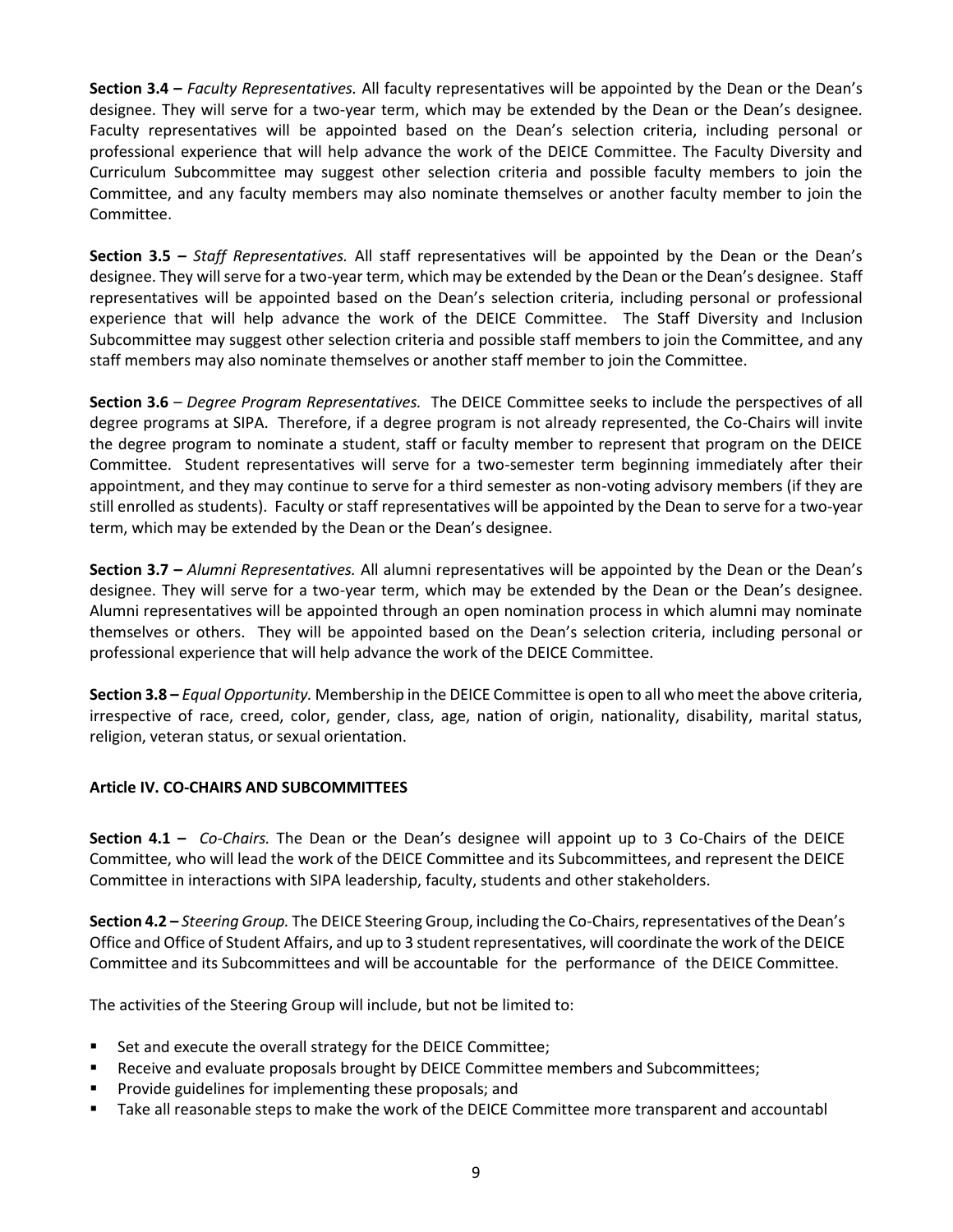**Section 3.4 –** *Faculty Representatives.* All faculty representatives will be appointed by the Dean or the Dean's designee. They will serve for a two-year term, which may be extended by the Dean or the Dean's designee. Faculty representatives will be appointed based on the Dean's selection criteria, including personal or professional experience that will help advance the work of the DEICE Committee. The Faculty Diversity and Curriculum Subcommittee may suggest other selection criteria and possible faculty members to join the Committee, and any faculty members may also nominate themselves or another faculty member to join the Committee.

**Section 3.5 –** *Staff Representatives.* All staff representatives will be appointed by the Dean or the Dean's designee. They will serve for a two-year term, which may be extended by the Dean or the Dean's designee. Staff representatives will be appointed based on the Dean's selection criteria, including personal or professional experience that will help advance the work of the DEICE Committee. The Staff Diversity and Inclusion Subcommittee may suggest other selection criteria and possible staff members to join the Committee, and any staff members may also nominate themselves or another staff member to join the Committee.

**Section 3.6** – *Degree Program Representatives.* The DEICE Committee seeks to include the perspectives of all degree programs at SIPA. Therefore, if a degree program is not already represented, the Co-Chairs will invite the degree program to nominate a student, staff or faculty member to represent that program on the DEICE Committee. Student representatives will serve for a two-semester term beginning immediately after their appointment, and they may continue to serve for a third semester as non-voting advisory members (if they are still enrolled as students). Faculty or staff representatives will be appointed by the Dean to serve for a two-year term, which may be extended by the Dean or the Dean's designee.

**Section 3.7 –** *Alumni Representatives.* All alumni representatives will be appointed by the Dean or the Dean's designee. They will serve for a two-year term, which may be extended by the Dean or the Dean's designee. Alumni representatives will be appointed through an open nomination process in which alumni may nominate themselves or others. They will be appointed based on the Dean's selection criteria, including personal or professional experience that will help advance the work of the DEICE Committee.

**Section 3.8 –** *Equal Opportunity.* Membership in the DEICE Committee is open to all who meet the above criteria, irrespective of race, creed, color, gender, class, age, nation of origin, nationality, disability, marital status, religion, veteran status, or sexual orientation.

**Article IV. CO-CHAIRS AND SUBCOMMITTEES**

**Section 4.1 –** *Co-Chairs.* The Dean or the Dean's designee will appoint up to 3 Co-Chairs of the DEICE Committee, who will lead the work of the DEICE Committee and its Subcommittees, and represent the DEICE Committee in interactions with SIPA leadership, faculty, students and other stakeholders.

**Section 4.2 –** *Steering Group.* The DEICE Steering Group, including the Co-Chairs, representatives of the Dean's Office and Office of Student Affairs, and up to 3 student representatives, will coordinate the work of the DEICE Committee and its Subcommittees and will be accountable for the performance of the DEICE Committee.

The activities of the Steering Group will include, but not be limited to:

- Set and execute the overall strategy for the DEICE Committee;
- Receive and evaluate proposals brought by DEICE Committee members and Subcommittees;
- Provide guidelines for implementing these proposals; and
- Take all reasonable steps to make the work of the DEICE Committee more transparent and accountabl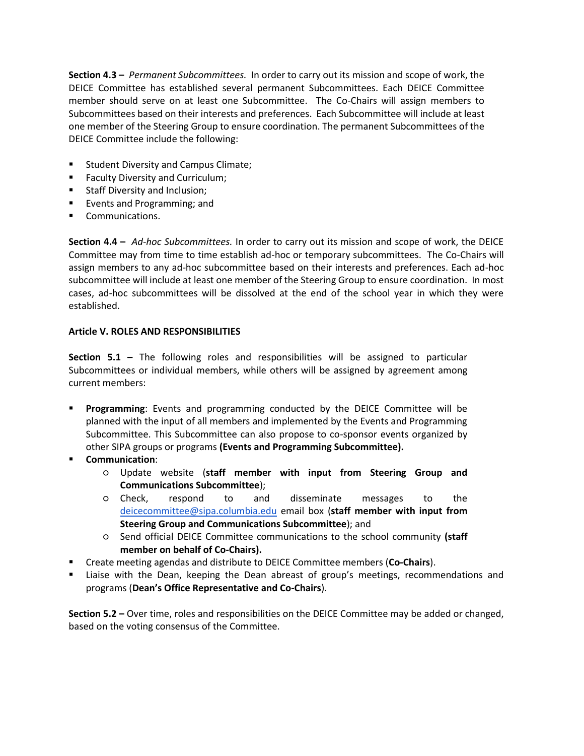**Section 4.3 –** *Permanent Subcommittees.* In order to carry out its mission and scope of work, the DEICE Committee has established several permanent Subcommittees. Each DEICE Committee member should serve on at least one Subcommittee. The Co-Chairs will assign members to Subcommittees based on their interests and preferences. Each Subcommittee will include at least one member of the Steering Group to ensure coordination. The permanent Subcommittees of the DEICE Committee include the following:

- Student Diversity and Campus Climate;
- Faculty Diversity and Curriculum;
- Staff Diversity and Inclusion;
- Events and Programming; and
- Communications.

**Section 4.4 –** *Ad-hoc Subcommittees.* In order to carry out its mission and scope of work, the DEICE Committee may from time to time establish ad-hoc or temporary subcommittees. The Co-Chairs will assign members to any ad-hoc subcommittee based on their interests and preferences. Each ad-hoc subcommittee will include at least one member of the Steering Group to ensure coordination. In most cases, ad-hoc subcommittees will be dissolved at the end of the school year in which they were established.

**Article V. ROLES AND RESPONSIBILITIES**

**Section 5.1 –** The following roles and responsibilities will be assigned to particular Subcommittees or individual members, while others will be assigned by agreement among current members:

- **Programming**: Events and programming conducted by the DEICE Committee will be planned with the input of all members and implemented by the Events and Programming Subcommittee. This Subcommittee can also propose to co-sponsor events organized by other SIPA groups or programs **(Events and Programming Subcommittee).**
- **Communication**:
    - Update website (**staff member with input from Steering Group and Communications Subcommittee**);
    - Check, respond to and disseminate messages to the deicecommittee@sipa.columbia.edu email box (**staff member with input from Steering Group and Communications Subcommittee**); and
    - Send official DEICE Committee communications to the school community **(staff member on behalf of Co-Chairs).**
- Create meeting agendas and distribute to DEICE Committee members (**Co-Chairs**).
- Liaise with the Dean, keeping the Dean abreast of group's meetings, recommendations and programs (**Dean's Office Representative and Co-Chairs**).

**Section 5.2 –** Over time, roles and responsibilities on the DEICE Committee may be added or changed, based on the voting consensus of the Committee.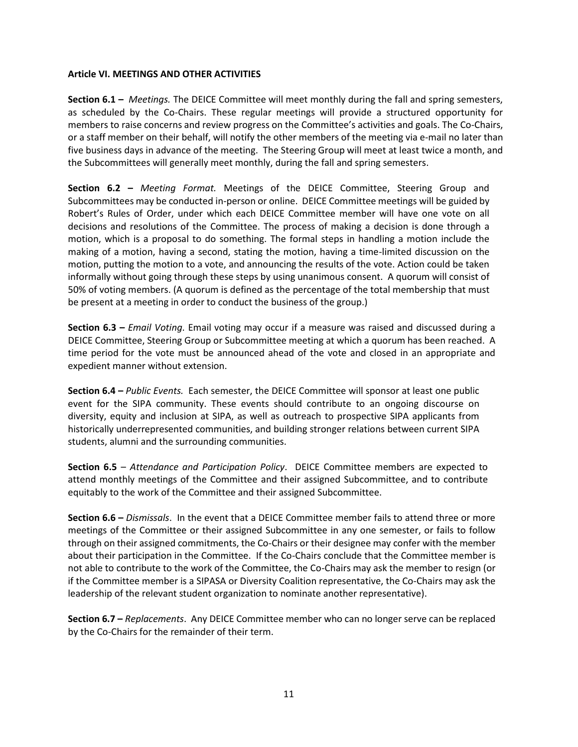**Article VI. MEETINGS AND OTHER ACTIVITIES**

**Section 6.1 –** *Meetings.* The DEICE Committee will meet monthly during the fall and spring semesters, as scheduled by the Co-Chairs. These regular meetings will provide a structured opportunity for members to raise concerns and review progress on the Committee's activities and goals. The Co-Chairs, or a staff member on their behalf, will notify the other members of the meeting via e-mail no later than five business days in advance of the meeting. The Steering Group will meet at least twice a month, and the Subcommittees will generally meet monthly, during the fall and spring semesters.

**Section 6.2 –** *Meeting Format.* Meetings of the DEICE Committee, Steering Group and Subcommittees may be conducted in-person or online. DEICE Committee meetings will be guided by Robert's Rules of Order, under which each DEICE Committee member will have one vote on all decisions and resolutions of the Committee. The process of making a decision is done through a motion, which is a proposal to do something. The formal steps in handling a motion include the making of a motion, having a second, stating the motion, having a time-limited discussion on the motion, putting the motion to a vote, and announcing the results of the vote. Action could be taken informally without going through these steps by using unanimous consent. A quorum will consist of 50% of voting members. (A quorum is defined as the percentage of the total membership that must be present at a meeting in order to conduct the business of the group.)

**Section 6.3 –** *Email Voting.* Email voting may occur if a measure was raised and discussed during a DEICE Committee, Steering Group or Subcommittee meeting at which a quorum has been reached. A time period for the vote must be announced ahead of the vote and closed in an appropriate and expedient manner without extension.

**Section 6.4 –** *Public Events.* Each semester, the DEICE Committee will sponsor at least one public event for the SIPA community. These events should contribute to an ongoing discourse on diversity, equity and inclusion at SIPA, as well as outreach to prospective SIPA applicants from historically underrepresented communities, and building stronger relations between current SIPA students, alumni and the surrounding communities.

**Section 6.5** – *Attendance and Participation Policy*. DEICE Committee members are expected to attend monthly meetings of the Committee and their assigned Subcommittee, and to contribute equitably to the work of the Committee and their assigned Subcommittee.

**Section 6.6 –** *Dismissals*. In the event that a DEICE Committee member fails to attend three or more meetings of the Committee or their assigned Subcommittee in any one semester, or fails to follow through on their assigned commitments, the Co-Chairs or their designee may confer with the member about their participation in the Committee. If the Co-Chairs conclude that the Committee member is not able to contribute to the work of the Committee, the Co-Chairs may ask the member to resign (or if the Committee member is a SIPASA or Diversity Coalition representative, the Co-Chairs may ask the leadership of the relevant student organization to nominate another representative).

**Section 6.7 –** *Replacements*. Any DEICE Committee member who can no longer serve can be replaced by the Co-Chairs for the remainder of their term.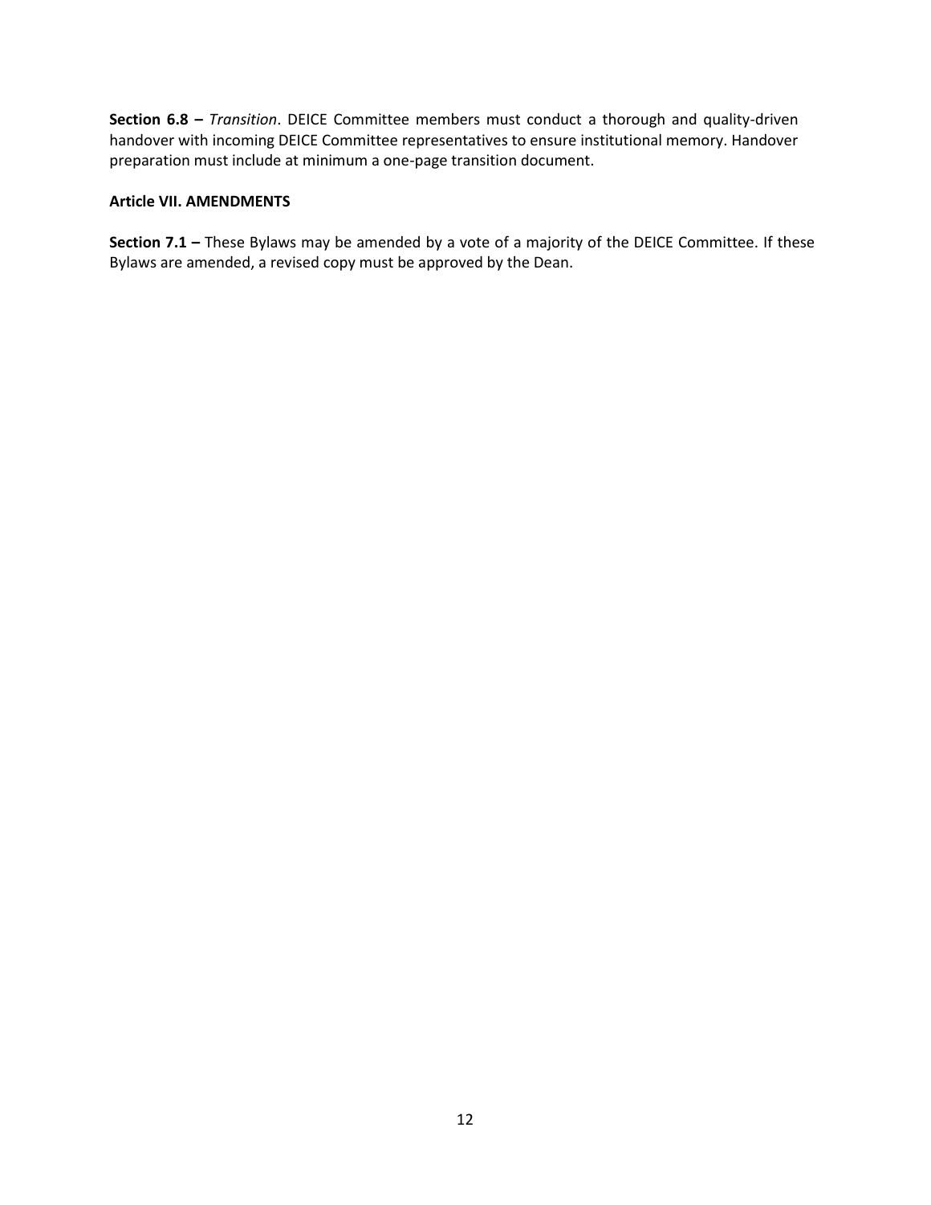**Section 6.8 –** *Transition*. DEICE Committee members must conduct a thorough and quality-driven handover with incoming DEICE Committee representatives to ensure institutional memory. Handover preparation must include at minimum a one-page transition document.

**Article VII. AMENDMENTS**

**Section 7.1 –** These Bylaws may be amended by a vote of a majority of the DEICE Committee. If these Bylaws are amended, a revised copy must be approved by the Dean.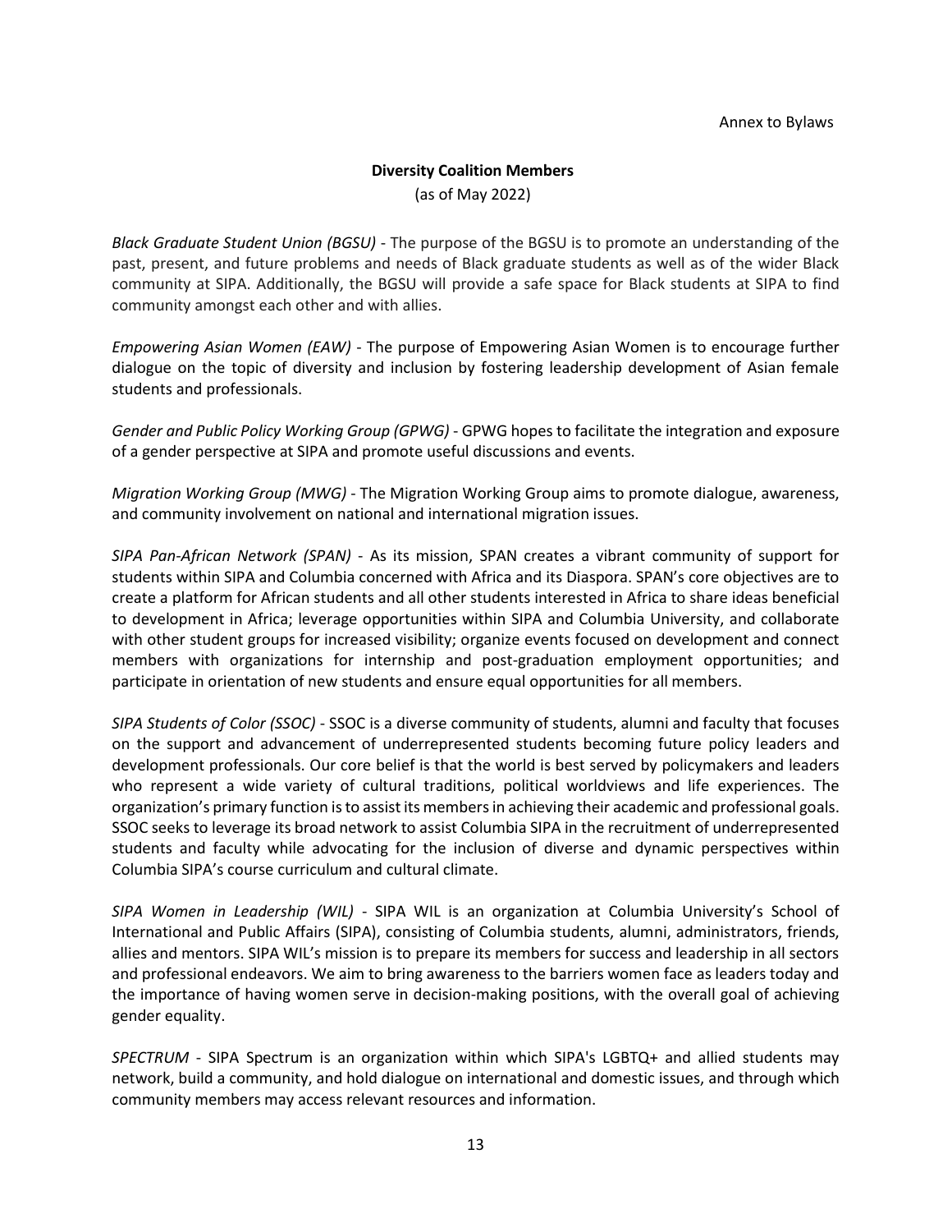Annex to Bylaws

**Diversity Coalition Members**

(as of May 2022)

*Black Graduate Student Union (BGSU)* - The purpose of the BGSU is to promote an understanding of the past, present, and future problems and needs of Black graduate students as well as of the wider Black community at SIPA. Additionally, the BGSU will provide a safe space for Black students at SIPA to find community amongst each other and with allies.

*Empowering Asian Women (EAW)* - The purpose of Empowering Asian Women is to encourage further dialogue on the topic of diversity and inclusion by fostering leadership development of Asian female students and professionals.

*Gender and Public Policy Working Group (GPWG)* - GPWG hopes to facilitate the integration and exposure of a gender perspective at SIPA and promote useful discussions and events.

*Migration Working Group (MWG)* - The Migration Working Group aims to promote dialogue, awareness, and community involvement on national and international migration issues.

*SIPA Pan-African Network (SPAN)* - As its mission, SPAN creates a vibrant community of support for students within SIPA and Columbia concerned with Africa and its Diaspora. SPAN's core objectives are to create a platform for African students and all other students interested in Africa to share ideas beneficial to development in Africa; leverage opportunities within SIPA and Columbia University, and collaborate with other student groups for increased visibility; organize events focused on development and connect members with organizations for internship and post-graduation employment opportunities; and participate in orientation of new students and ensure equal opportunities for all members.

*SIPA Students of Color (SSOC)* - SSOC is a diverse community of students, alumni and faculty that focuses on the support and advancement of underrepresented students becoming future policy leaders and development professionals. Our core belief is that the world is best served by policymakers and leaders who represent a wide variety of cultural traditions, political worldviews and life experiences. The organization's primary function is to assist its members in achieving their academic and professional goals. SSOC seeks to leverage its broad network to assist Columbia SIPA in the recruitment of underrepresented students and faculty while advocating for the inclusion of diverse and dynamic perspectives within Columbia SIPA's course curriculum and cultural climate.

*SIPA Women in Leadership (WIL)* - SIPA WIL is an organization at Columbia University's School of International and Public Affairs (SIPA), consisting of Columbia students, alumni, administrators, friends, allies and mentors. SIPA WIL's mission is to prepare its members for success and leadership in all sectors and professional endeavors. We aim to bring awareness to the barriers women face as leaders today and the importance of having women serve in decision-making positions, with the overall goal of achieving gender equality.

*SPECTRUM* - SIPA Spectrum is an organization within which SIPA's LGBTQ+ and allied students may network, build a community, and hold dialogue on international and domestic issues, and through which community members may access relevant resources and information.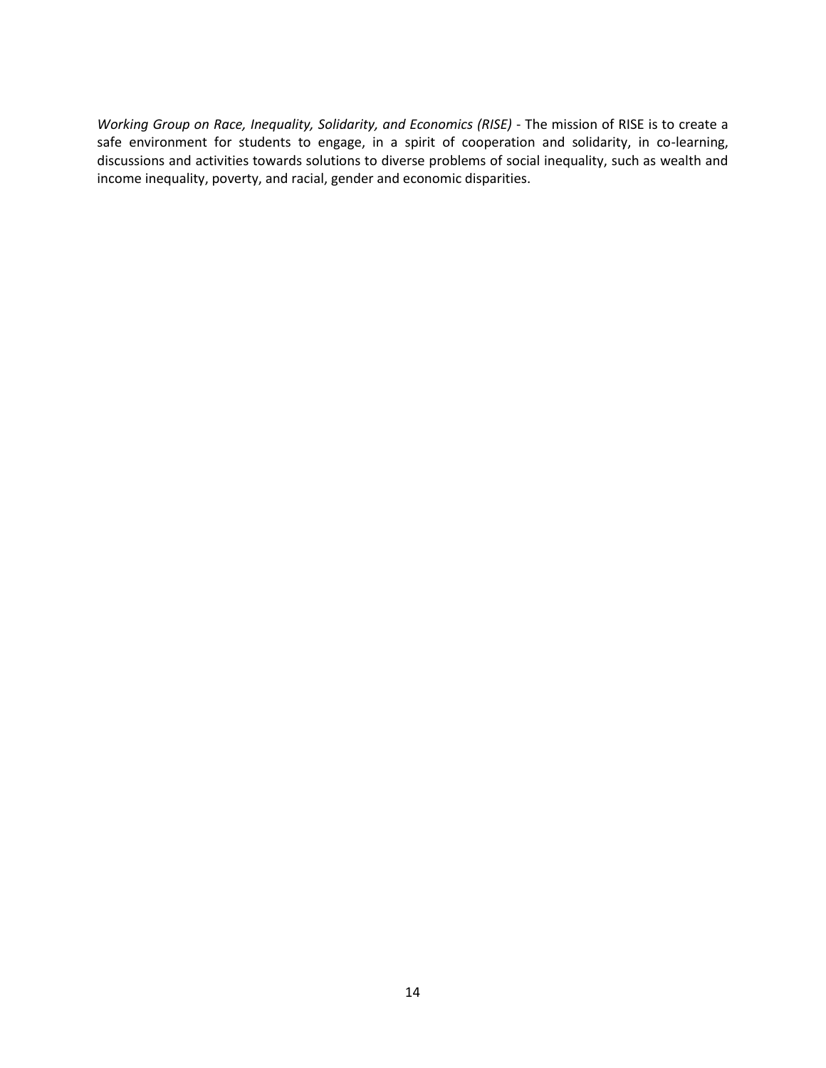*Working Group on Race, Inequality, Solidarity, and Economics (RISE)* - The mission of RISE is to create a safe environment for students to engage, in a spirit of cooperation and solidarity, in co-learning, discussions and activities towards solutions to diverse problems of social inequality, such as wealth and income inequality, poverty, and racial, gender and economic disparities.